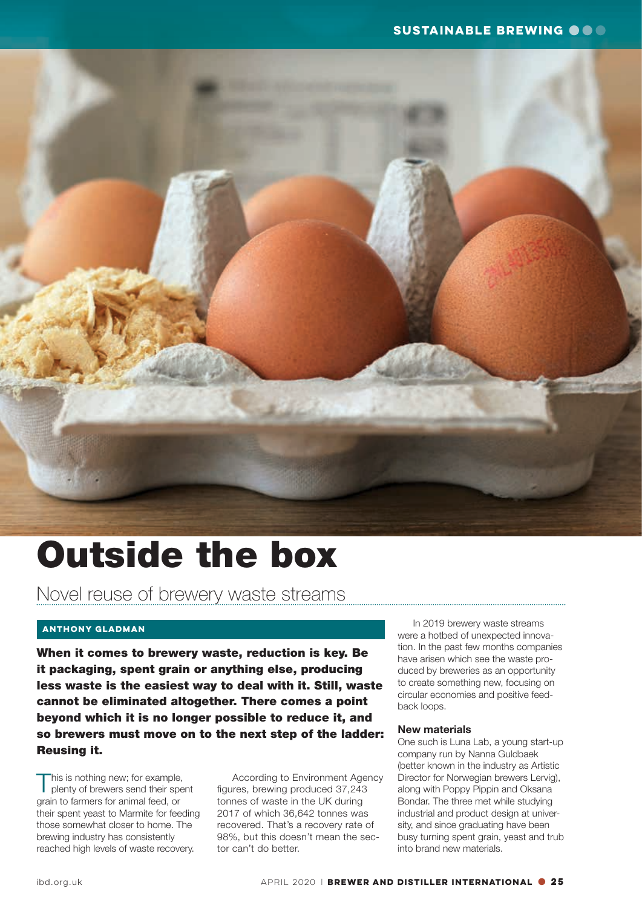# Outside the box

## Novel reuse of brewery waste streams

**ANTHONY GLADMAN**

**When it comes to brewery waste, reduction is key. Be it packaging, spent grain or anything else, producing less waste is the easiest way to deal with it. Still, waste cannot be eliminated altogether. There comes a point beyond which it is no longer possible to reduce it, and so brewers must move on to the next step of the ladder: Reusing it.**

This is nothing new; for example, plenty of brewers send their spent grain to farmers for animal feed, or their spent yeast to Marmite for feeding those somewhat closer to home. The brewing industry has consistently reached high levels of waste recovery.

According to Environment Agency figures, brewing produced 37,243 tonnes of waste in the UK during 2017 of which 36,642 tonnes was recovered. That's a recovery rate of 98%, but this doesn't mean the sector can't do better.

In 2019 brewery waste streams were a hotbed of unexpected innovation. In the past few months companies have arisen which see the waste produced by breweries as an opportunity to create something new, focusing on circular economies and positive feedback loops.

### New materials

One such is Luna Lab, a young start-up company run by Nanna Guldbaek (better known in the industry as Artistic Director for Norwegian brewers Lervig), along with Poppy Pippin and Oksana Bondar. The three met while studying industrial and product design at university, and since graduating have been busy turning spent grain, yeast and trub into brand new materials.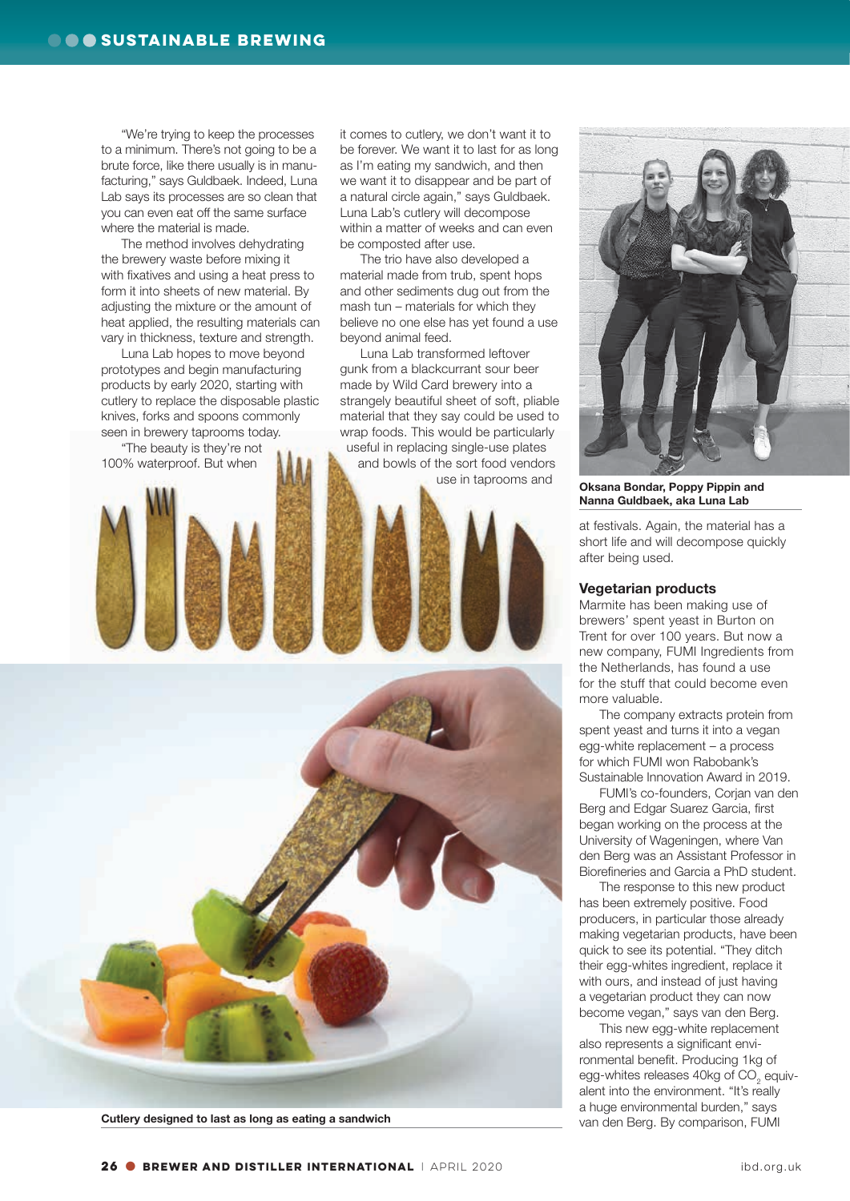"We're trying to keep the processes to a minimum. There's not going to be a brute force, like there usually is in manufacturing," says Guldbaek. Indeed, Luna Lab says its processes are so clean that you can even eat off the same surface where the material is made.

The method involves dehydrating the brewery waste before mixing it with fixatives and using a heat press to form it into sheets of new material. By adjusting the mixture or the amount of heat applied, the resulting materials can vary in thickness, texture and strength.

Luna Lab hopes to move beyond prototypes and begin manufacturing products by early 2020, starting with cutlery to replace the disposable plastic knives, forks and spoons commonly seen in brewery taprooms today.

"The beauty is they're not 100% waterproof. But when it comes to cutlery, we don't want it to be forever. We want it to last for as long as I'm eating my sandwich, and then we want it to disappear and be part of a natural circle again," says Guldbaek. Luna Lab's cutlery will decompose within a matter of weeks and can even be composted after use.

The trio have also developed a material made from trub, spent hops and other sediments dug out from the mash tun – materials for which they believe no one else has yet found a use beyond animal feed.

Luna Lab transformed leftover gunk from a blackcurrant sour beer made by Wild Card brewery into a strangely beautiful sheet of soft, pliable material that they say could be used to wrap foods. This would be particularly useful in replacing single-use plates and bowls of the sort food vendors use in taprooms and at festivals. Again, the material has a short life and will decompose quickly after being used.

**Cutlery designed to last as long as eating a sandwich**

**Oksana Bondar, Poppy Pippin and Nanna Guldbaek, aka Luna Lab**

### Vegetarian products

Marmite has been making use of brewers' spent yeast in Burton on Trent for over 100 years. But now a new company, FUMI Ingredients from the Netherlands, has found a use for the stuff that could become even more valuable.

The company extracts protein from spent yeast and turns it into a vegan egg-white replacement – a process for which FUMI won Rabobank's Sustainable Innovation Award in 2019.

FUMI's co-founders, Corjan van den Berg and Edgar Suarez Garcia, first began working on the process at the University of Wageningen, where Van den Berg was an Assistant Professor in Biorefineries and Garcia a PhD student.

The response to this new product has been extremely positive. Food producers, in particular those already making vegetarian products, have been quick to see its potential. "They ditch their egg-whites ingredient, replace it with ours, and instead of just having a vegetarian product they can now become vegan," says van den Berg.

This new egg-white replacement also represents a significant environmental benefit. Producing 1kg of egg-whites releases 40kg of $CO_2$ equivalent into the environment. "It's really a huge environmental burden," says van den Berg. By comparison, FUMI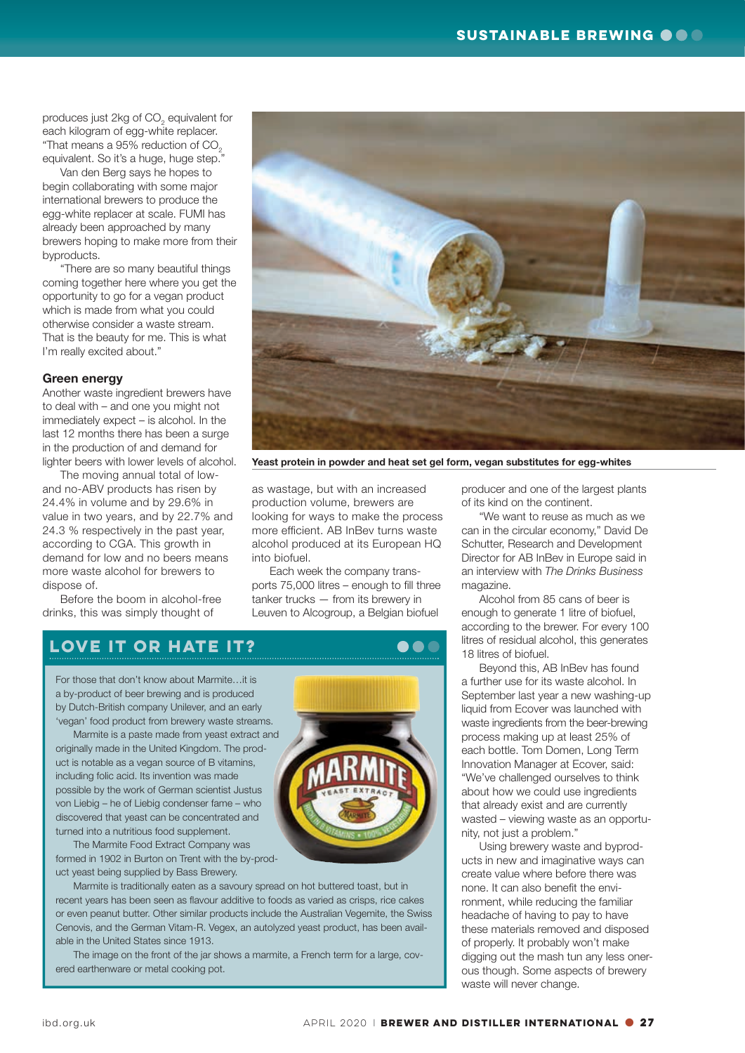produces just 2kg of $CO_2$ equivalent for each kilogram of egg-white replacer. "That means a 95% reduction of $CO_2$ equivalent. So it's a huge, huge step."

Van den Berg says he hopes to begin collaborating with some major international brewers to produce the egg-white replacer at scale. FUMI has already been approached by many brewers hoping to make more from their byproducts.

"There are so many beautiful things coming together here where you get the opportunity to go for a vegan product which is made from what you could otherwise consider a waste stream. That is the beauty for me. This is what I'm really excited about."

Yeast protein in powder and heat set gel form, vegan substitutes for egg-whites

### Green energy

Another waste ingredient brewers have to deal with – and one you might not immediately expect – is alcohol. In the last 12 months there has been a surge in the production of and demand for lighter beers with lower levels of alcohol.

The moving annual total of low- and no-ABV products has risen by 24.4% in volume and by 29.6% in value in two years, and by 22.7% and 24.3 % respectively in the past year, according to CGA. This growth in demand for low and no beers means more waste alcohol for brewers to dispose of.

Before the boom in alcohol-free drinks, this was simply thought of as wastage, but with an increased production volume, brewers are looking for ways to make the process more efficient. AB InBev turns waste alcohol produced at its European HQ into biofuel.

Each week the company transports 75,000 litres – enough to fill three tanker trucks — from its brewery in Leuven to Alcogroup, a Belgian biofuel producer and one of the largest plants of its kind on the continent.

"We want to reuse as much as we can in the circular economy," David De Schutter, Research and Development Director for AB InBev in Europe said in an interview with *The Drinks Business* magazine.

Alcohol from 85 cans of beer is enough to generate 1 litre of biofuel, according to the brewer. For every 100 litres of residual alcohol, this generates 18 litres of biofuel.

Beyond this, AB InBev has found a further use for its waste alcohol. In September last year a new washing-up liquid from Ecover was launched with waste ingredients from the beer-brewing process making up at least 25% of each bottle. Tom Domen, Long Term Innovation Manager at Ecover, said: "We've challenged ourselves to think about how we could use ingredients that already exist and are currently wasted – viewing waste as an opportunity, not just a problem."

Using brewery waste and byproducts in new and imaginative ways can create value where before there was none. It can also benefit the environment, while reducing the familiar headache of having to pay to have these materials removed and disposed of properly. It probably won't make digging out the mash tun any less onerous though. Some aspects of brewery waste will never change.

## LOVE IT OR HATE IT?

For those that don't know about Marmite…it is a by-product of beer brewing and is produced by Dutch-British company Unilever, and an early 'vegan' food product from brewery waste streams.

Marmite is a paste made from yeast extract and originally made in the United Kingdom. The product is notable as a vegan source of B vitamins, including folic acid. Its invention was made possible by the work of German scientist Justus von Liebig – he of Liebig condenser fame – who discovered that yeast can be concentrated and turned into a nutritious food supplement.

The Marmite Food Extract Company was formed in 1902 in Burton on Trent with the by-product yeast being supplied by Bass Brewery.

Marmite is traditionally eaten as a savoury spread on hot buttered toast, but in recent years has been seen as flavour additive to foods as varied as crisps, rice cakes or even peanut butter. Other similar products include the Australian Vegemite, the Swiss Cenovis, and the German Vitam-R. Vegex, an autolyzed yeast product, has been available in the United States since 1913.

The image on the front of the jar shows a marmite, a French term for a large, covered earthenware or metal cooking pot.